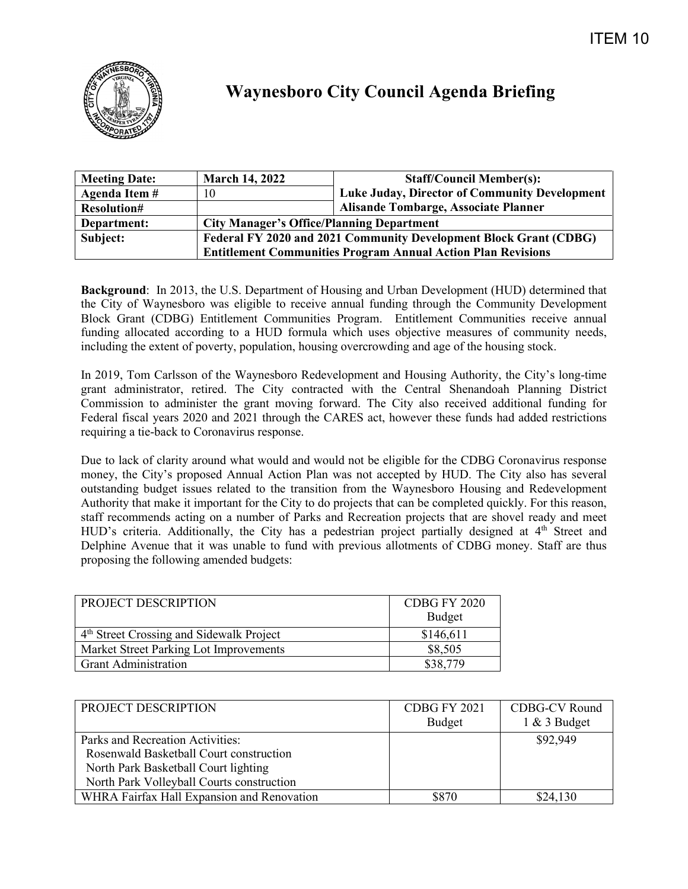ITEM 10

# Waynesboro City Council Agenda Briefing

| Meeting Date: | March 14, 2022 | Staff/Council Member(s): |
|---|---|---|
| Agenda Item # | 10 | Luke Juday, Director of Community Development |
| Resolution# | | Alisande Tombarge, Associate Planner |
| Department: | City Manager's Office/Planning Department | |
| Subject: | Federal FY 2020 and 2021 Community Development Block Grant (CDBG) Entitlement Communities Program Annual Action Plan Revisions | |

**Background**: In 2013, the U.S. Department of Housing and Urban Development (HUD) determined that the City of Waynesboro was eligible to receive annual funding through the Community Development Block Grant (CDBG) Entitlement Communities Program. Entitlement Communities receive annual funding allocated according to a HUD formula which uses objective measures of community needs, including the extent of poverty, population, housing overcrowding and age of the housing stock.

In 2019, Tom Carlsson of the Waynesboro Redevelopment and Housing Authority, the City's long-time grant administrator, retired. The City contracted with the Central Shenandoah Planning District Commission to administer the grant moving forward. The City also received additional funding for Federal fiscal years 2020 and 2021 through the CARES act, however these funds had added restrictions requiring a tie-back to Coronavirus response.

Due to lack of clarity around what would and would not be eligible for the CDBG Coronavirus response money, the City's proposed Annual Action Plan was not accepted by HUD. The City also has several outstanding budget issues related to the transition from the Waynesboro Housing and Redevelopment Authority that make it important for the City to do projects that can be completed quickly. For this reason, staff recommends acting on a number of Parks and Recreation projects that are shovel ready and meet HUD's criteria. Additionally, the City has a pedestrian project partially designed at 4th Street and Delphine Avenue that it was unable to fund with previous allotments of CDBG money. Staff are thus proposing the following amended budgets:

| PROJECT DESCRIPTION | CDBG FY 2020 Budget |
|---|---|
| 4th Street Crossing and Sidewalk Project | $146,611 |
| Market Street Parking Lot Improvements | $8,505 |
| Grant Administration | $38,779 |

| PROJECT DESCRIPTION | CDBG FY 2021 Budget | CDBG-CV Round 1 & 3 Budget |
|---|---|---|
| Parks and Recreation Activities:<br>Rosenwald Basketball Court construction<br>North Park Basketball Court lighting<br>North Park Volleyball Courts construction | | $92,949 |
| WHRA Fairfax Hall Expansion and Renovation | $870 | $24,130 |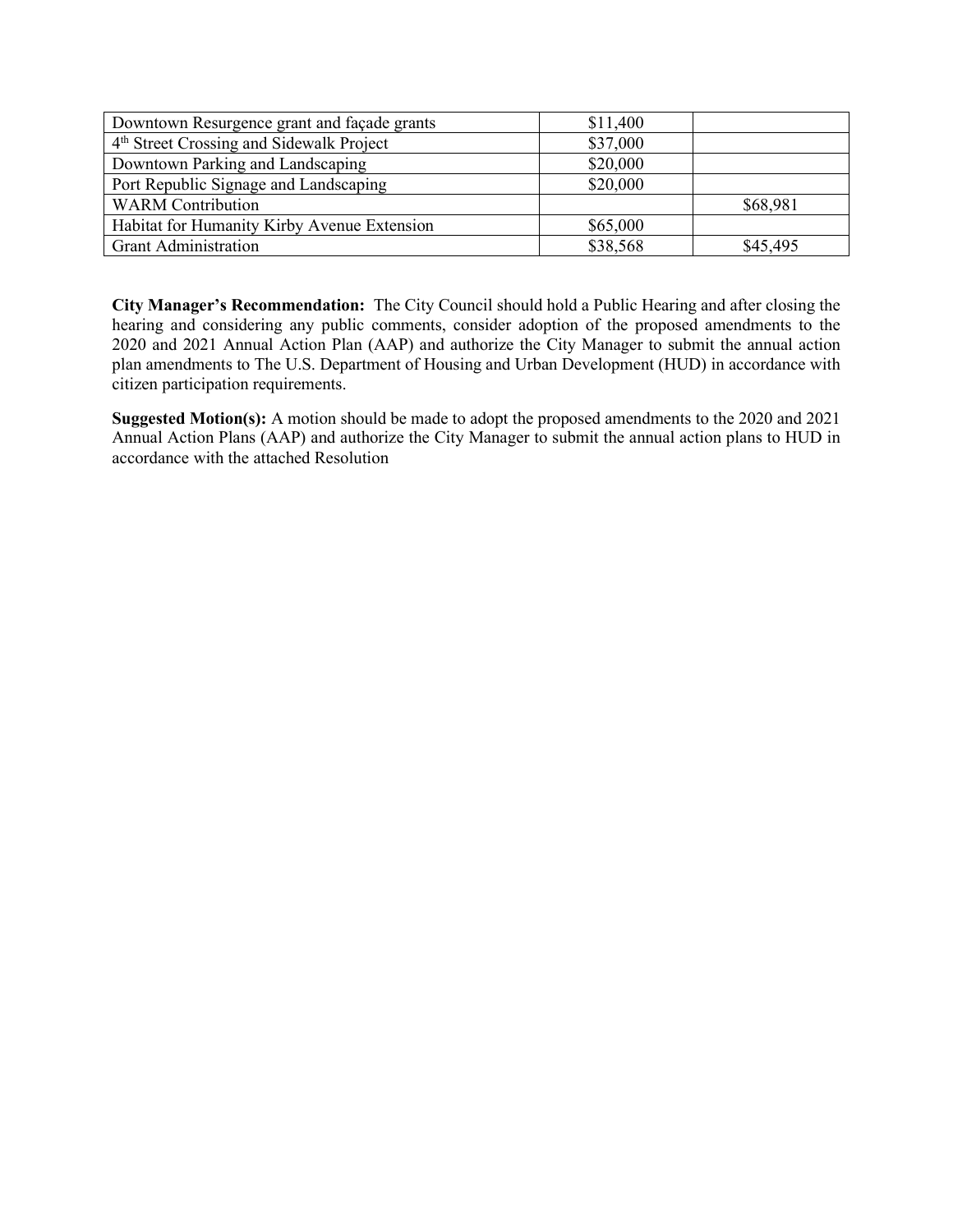| | | |
|---|---|---|
| Downtown Resurgence grant and façade grants | $11,400 | |
| 4th Street Crossing and Sidewalk Project | $37,000 | |
| Downtown Parking and Landscaping | $20,000 | |
| Port Republic Signage and Landscaping | $20,000 | |
| WARM Contribution | | $68,981 |
| Habitat for Humanity Kirby Avenue Extension | $65,000 | |
| Grant Administration | $38,568 | $45,495 |

**City Manager's Recommendation:** The City Council should hold a Public Hearing and after closing the hearing and considering any public comments, consider adoption of the proposed amendments to the 2020 and 2021 Annual Action Plan (AAP) and authorize the City Manager to submit the annual action plan amendments to The U.S. Department of Housing and Urban Development (HUD) in accordance with citizen participation requirements.

**Suggested Motion(s):** A motion should be made to adopt the proposed amendments to the 2020 and 2021 Annual Action Plans (AAP) and authorize the City Manager to submit the annual action plans to HUD in accordance with the attached Resolution